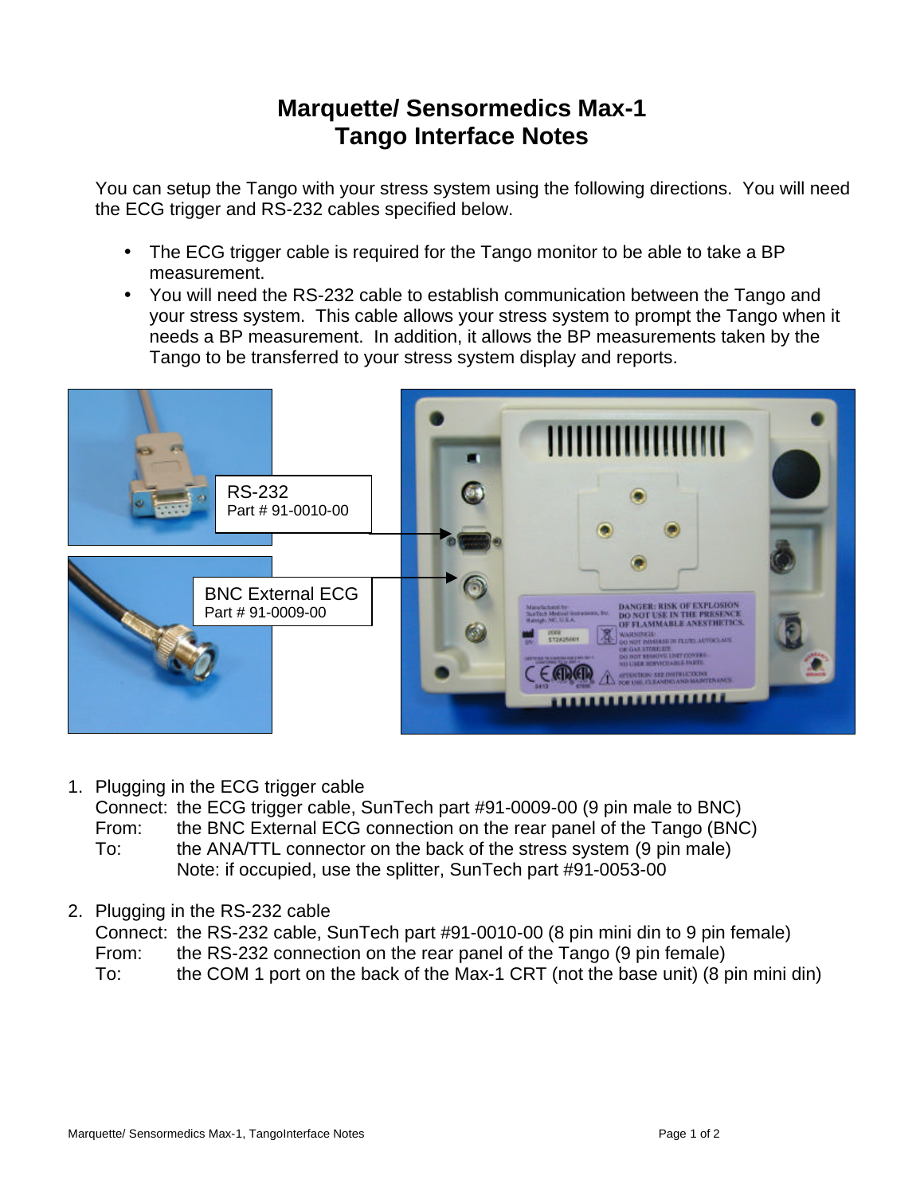# Marquette/ Sensormedics Max-1
# Tango Interface Notes

You can setup the Tango with your stress system using the following directions. You will need the ECG trigger and RS-232 cables specified below.

- The ECG trigger cable is required for the Tango monitor to be able to take a BP measurement.
- You will need the RS-232 cable to establish communication between the Tango and your stress system. This cable allows your stress system to prompt the Tango when it needs a BP measurement. In addition, it allows the BP measurements taken by the Tango to be transferred to your stress system display and reports.

RS-232
Part # 91-0010-00

BNC External ECG
Part # 91-0009-00

1. Plugging in the ECG trigger cable
   Connect: the ECG trigger cable, SunTech part #91-0009-00 (9 pin male to BNC)
   From: the BNC External ECG connection on the rear panel of the Tango (BNC)
   To: the ANA/TTL connector on the back of the stress system (9 pin male)
   Note: if occupied, use the splitter, SunTech part #91-0053-00

2. Plugging in the RS-232 cable
   Connect: the RS-232 cable, SunTech part #91-0010-00 (8 pin mini din to 9 pin female)
   From: the RS-232 connection on the rear panel of the Tango (9 pin female)
   To: the COM 1 port on the back of the Max-1 CRT (not the base unit) (8 pin mini din)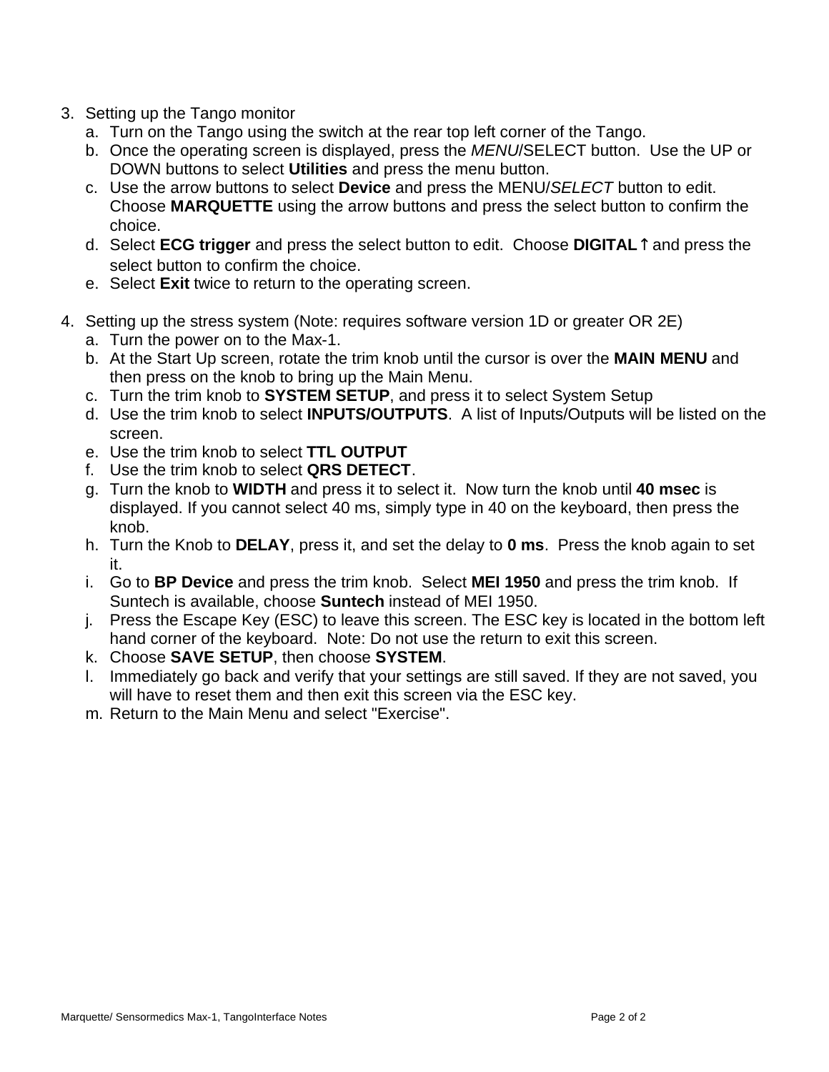3. Setting up the Tango monitor
   a. Turn on the Tango using the switch at the rear top left corner of the Tango.
   b. Once the operating screen is displayed, press the *MENU*/SELECT button. Use the UP or DOWN buttons to select **Utilities** and press the menu button.
   c. Use the arrow buttons to select **Device** and press the MENU/*SELECT* button to edit. Choose **MARQUETTE** using the arrow buttons and press the select button to confirm the choice.
   d. Select **ECG trigger** and press the select button to edit. Choose **DIGITAL↑** and press the select button to confirm the choice.
   e. Select **Exit** twice to return to the operating screen.

4. Setting up the stress system (Note: requires software version 1D or greater OR 2E)
   a. Turn the power on to the Max-1.
   b. At the Start Up screen, rotate the trim knob until the cursor is over the **MAIN MENU** and then press on the knob to bring up the Main Menu.
   c. Turn the trim knob to **SYSTEM SETUP**, and press it to select System Setup
   d. Use the trim knob to select **INPUTS/OUTPUTS**. A list of Inputs/Outputs will be listed on the screen.
   e. Use the trim knob to select **TTL OUTPUT**
   f. Use the trim knob to select **QRS DETECT**.
   g. Turn the knob to **WIDTH** and press it to select it. Now turn the knob until **40 msec** is displayed. If you cannot select 40 ms, simply type in 40 on the keyboard, then press the knob.
   h. Turn the Knob to **DELAY**, press it, and set the delay to **0 ms**. Press the knob again to set it.
   i. Go to **BP Device** and press the trim knob. Select **MEI 1950** and press the trim knob. If Suntech is available, choose **Suntech** instead of MEI 1950.
   j. Press the Escape Key (ESC) to leave this screen. The ESC key is located in the bottom left hand corner of the keyboard. Note: Do not use the return to exit this screen.
   k. Choose **SAVE SETUP**, then choose **SYSTEM**.
   l. Immediately go back and verify that your settings are still saved. If they are not saved, you will have to reset them and then exit this screen via the ESC key.
   m. Return to the Main Menu and select "Exercise".